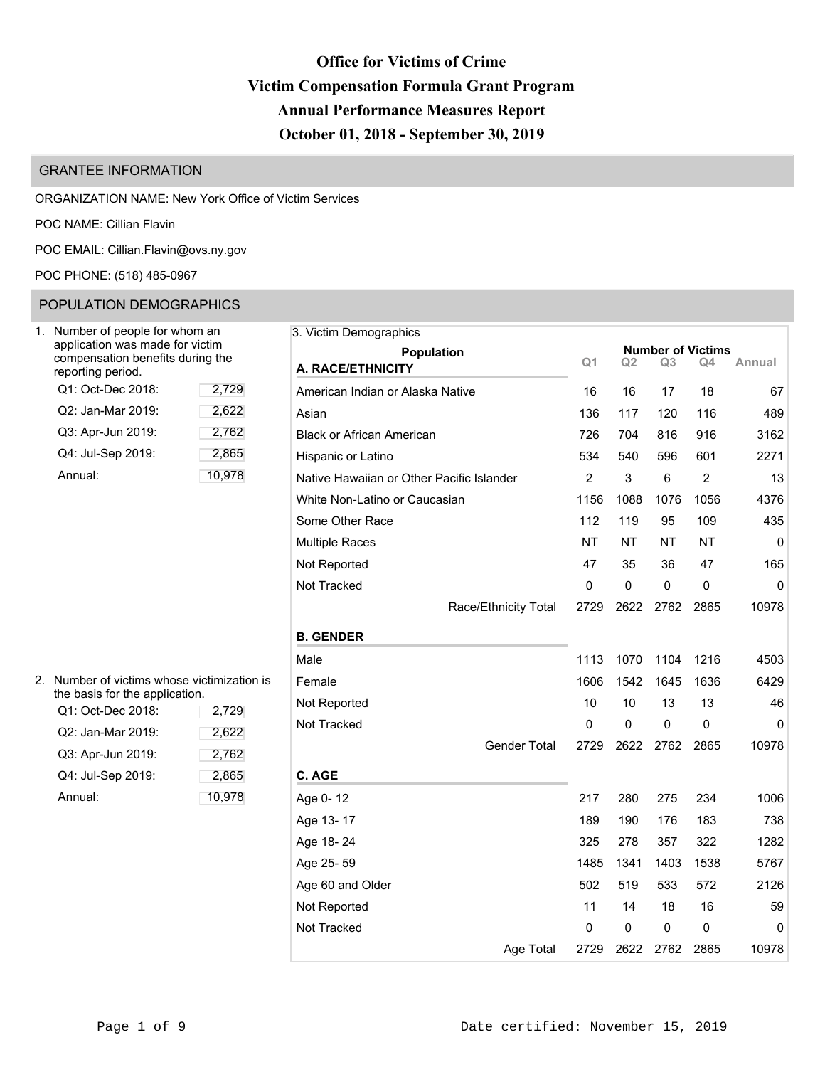# Office for Victims of Crime
# Victim Compensation Formula Grant Program
# Annual Performance Measures Report
# October 01, 2018 - September 30, 2019

## GRANTEE INFORMATION

ORGANIZATION NAME: New York Office of Victim Services

POC NAME: Cillian Flavin

POC EMAIL: Cillian.Flavin@ovs.ny.gov

POC PHONE: (518) 485-0967

## POPULATION DEMOGRAPHICS

1. Number of people for whom an application was made for victim compensation benefits during the reporting period.

| Period | Number |
|---|---|
| Q1: Oct-Dec 2018: | 2,729 |
| Q2: Jan-Mar 2019: | 2,622 |
| Q3: Apr-Jun 2019: | 2,762 |
| Q4: Jul-Sep 2019: | 2,865 |
| Annual: | 10,978 |

2. Number of victims whose victimization is the basis for the application.

| Period | Number |
|---|---|
| Q1: Oct-Dec 2018: | 2,729 |
| Q2: Jan-Mar 2019: | 2,622 |
| Q3: Apr-Jun 2019: | 2,762 |
| Q4: Jul-Sep 2019: | 2,865 |
| Annual: | 10,978 |

3. Victim Demographics

| Population | Number of Victims | | | | |
|---|---|---|---|---|---|
| | Q1 | Q2 | Q3 | Q4 | Annual |
| **A. RACE/ETHNICITY** | | | | | |
| American Indian or Alaska Native | 16 | 16 | 17 | 18 | 67 |
| Asian | 136 | 117 | 120 | 116 | 489 |
| Black or African American | 726 | 704 | 816 | 916 | 3162 |
| Hispanic or Latino | 534 | 540 | 596 | 601 | 2271 |
| Native Hawaiian or Other Pacific Islander | 2 | 3 | 6 | 2 | 13 |
| White Non-Latino or Caucasian | 1156 | 1088 | 1076 | 1056 | 4376 |
| Some Other Race | 112 | 119 | 95 | 109 | 435 |
| Multiple Races | NT | NT | NT | NT | 0 |
| Not Reported | 47 | 35 | 36 | 47 | 165 |
| Not Tracked | 0 | 0 | 0 | 0 | 0 |
| Race/Ethnicity Total | 2729 | 2622 | 2762 | 2865 | 10978 |
| **B. GENDER** | | | | | |
| Male | 1113 | 1070 | 1104 | 1216 | 4503 |
| Female | 1606 | 1542 | 1645 | 1636 | 6429 |
| Not Reported | 10 | 10 | 13 | 13 | 46 |
| Not Tracked | 0 | 0 | 0 | 0 | 0 |
| Gender Total | 2729 | 2622 | 2762 | 2865 | 10978 |
| **C. AGE** | | | | | |
| Age 0- 12 | 217 | 280 | 275 | 234 | 1006 |
| Age 13- 17 | 189 | 190 | 176 | 183 | 738 |
| Age 18- 24 | 325 | 278 | 357 | 322 | 1282 |
| Age 25- 59 | 1485 | 1341 | 1403 | 1538 | 5767 |
| Age 60 and Older | 502 | 519 | 533 | 572 | 2126 |
| Not Reported | 11 | 14 | 18 | 16 | 59 |
| Not Tracked | 0 | 0 | 0 | 0 | 0 |
| Age Total | 2729 | 2622 | 2762 | 2865 | 10978 |

Date certified: November 15, 2019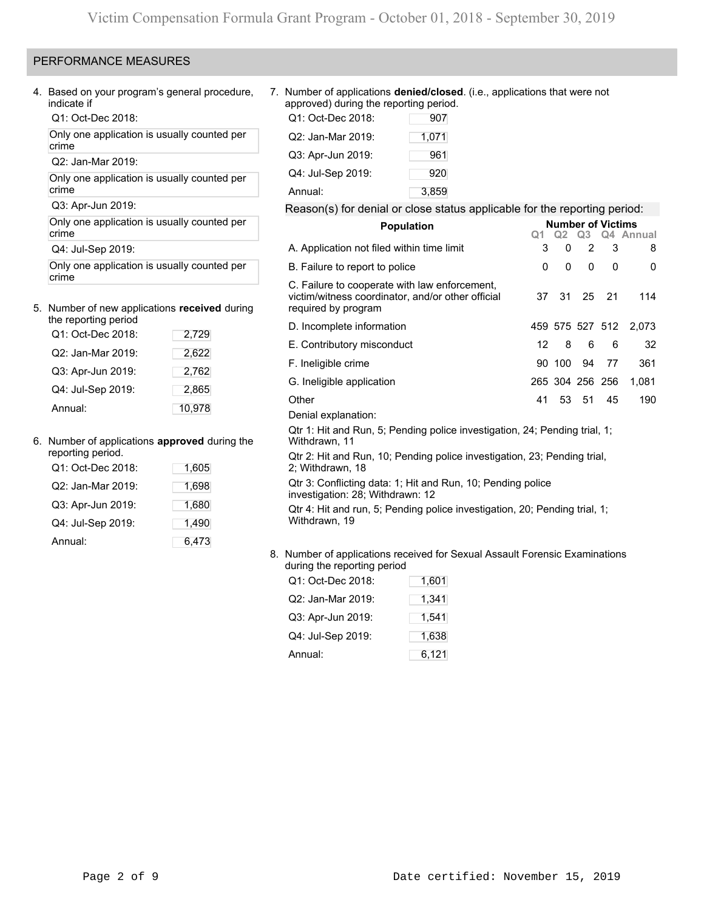## PERFORMANCE MEASURES

4. Based on your program's general procedure, indicate if

Q1: Oct-Dec 2018:

Only one application is usually counted per crime

Q2: Jan-Mar 2019:

Only one application is usually counted per crime

Q3: Apr-Jun 2019:

Only one application is usually counted per crime

Q4: Jul-Sep 2019:

Only one application is usually counted per crime

5. Number of new applications **received** during the reporting period

| | |
|---|---|
| Q1: Oct-Dec 2018: | 2,729 |
| Q2: Jan-Mar 2019: | 2,622 |
| Q3: Apr-Jun 2019: | 2,762 |
| Q4: Jul-Sep 2019: | 2,865 |
| Annual: | 10,978 |

6. Number of applications **approved** during the reporting period.

| | |
|---|---|
| Q1: Oct-Dec 2018: | 1,605 |
| Q2: Jan-Mar 2019: | 1,698 |
| Q3: Apr-Jun 2019: | 1,680 |
| Q4: Jul-Sep 2019: | 1,490 |
| Annual: | 6,473 |

7. Number of applications **denied/closed**. (i.e., applications that were not approved) during the reporting period.

| | |
|---|---|
| Q1: Oct-Dec 2018: | 907 |
| Q2: Jan-Mar 2019: | 1,071 |
| Q3: Apr-Jun 2019: | 961 |
| Q4: Jul-Sep 2019: | 920 |
| Annual: | 3,859 |

Reason(s) for denial or close status applicable for the reporting period:

| Population | Number of Victims | | | | |
|---|---|---|---|---|---|
| | Q1 | Q2 | Q3 | Q4 | Annual |
| A. Application not filed within time limit | 3 | 0 | 2 | 3 | 8 |
| B. Failure to report to police | 0 | 0 | 0 | 0 | 0 |
| C. Failure to cooperate with law enforcement, victim/witness coordinator, and/or other official required by program | 37 | 31 | 25 | 21 | 114 |
| D. Incomplete information | 459 | 575 | 527 | 512 | 2,073 |
| E. Contributory misconduct | 12 | 8 | 6 | 6 | 32 |
| F. Ineligible crime | 90 | 100 | 94 | 77 | 361 |
| G. Ineligible application | 265 | 304 | 256 | 256 | 1,081 |
| Other | 41 | 53 | 51 | 45 | 190 |

Denial explanation:

Qtr 1: Hit and Run, 5; Pending police investigation, 24; Pending trial, 1; Withdrawn, 11

Qtr 2: Hit and Run, 10; Pending police investigation, 23; Pending trial, 2; Withdrawn, 18

Qtr 3: Conflicting data: 1; Hit and Run, 10; Pending police investigation: 28; Withdrawn: 12

Qtr 4: Hit and run, 5; Pending police investigation, 20; Pending trial, 1; Withdrawn, 19

8. Number of applications received for Sexual Assault Forensic Examinations during the reporting period

| | |
|---|---|
| Q1: Oct-Dec 2018: | 1,601 |
| Q2: Jan-Mar 2019: | 1,341 |
| Q3: Apr-Jun 2019: | 1,541 |
| Q4: Jul-Sep 2019: | 1,638 |
| Annual: | 6,121 |

Date certified: November 15, 2019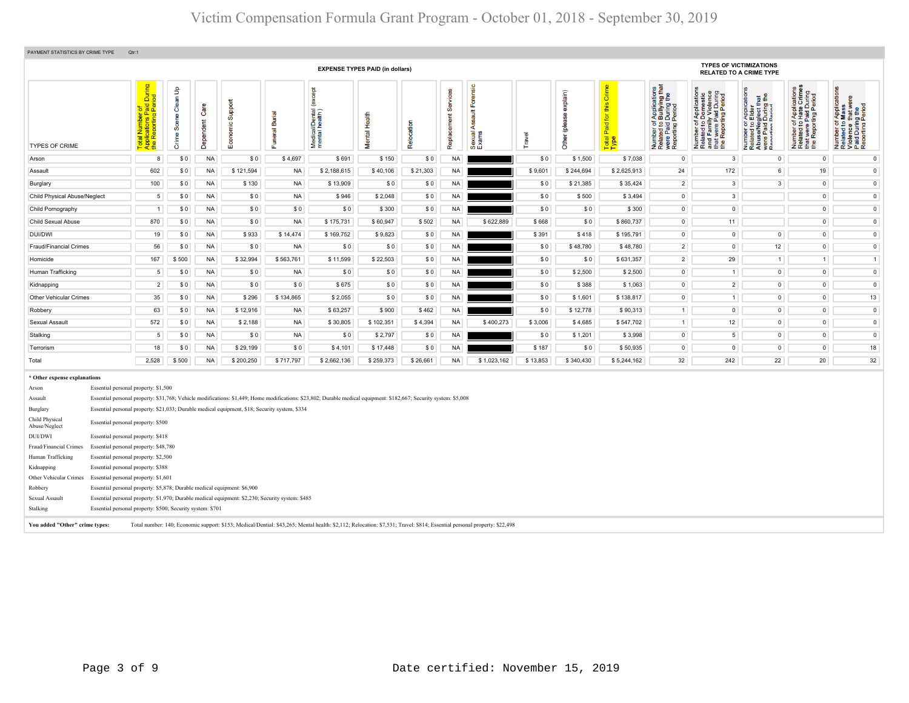# Victim Compensation Formula Grant Program - October 01, 2018 - September 30, 2019

PAYMENT STATISTICS BY CRIME TYPE Qtr:1

| TYPES OF CRIME | Total Number of Applications Paid During the Reporting Period | Crime Scene Clean Up | Dependent Care | Economic Support | Funeral Burial | Medical/Dental (except mental health) | Mental Health | Relocation | Replacement Services | Sexual Assault Forensic Exams | Travel | Other (please explain) | Total Paid for this Crime Type | Number of Applications Related to Bullying that were Paid During the Reporting Period | Number of Applications Related to Domestic and Family Violence that were Paid During the Reporting Period | Number of Applications Related to Elder Abuse/Neglect that were Paid During the Reporting Period | Number of Applications Related to Hate Crimes that were Paid During the Reporting Period | Number of Applications Related to Mass Violence that were Paid During the Reporting Period |
|---|---|---|---|---|---|---|---|---|---|---|---|---|---|---|---|---|---|---|
| | | EXPENSE TYPES PAID (in dollars) | | | | | | | | | | | | TYPES OF VICTIMIZATIONS RELATED TO A CRIME TYPE | | | | |
| Arson | 8 | $ 0 | NA | $ 0 | $ 4,697 | $ 691 | $ 150 | $ 0 | NA | | $ 0 | $ 1,500 | $ 7,038 | 0 | 3 | 0 | 0 | 0 |
| Assault | 602 | $ 0 | NA | $ 121,594 | NA | $ 2,188,615 | $ 40,106 | $ 21,303 | NA | | $ 9,601 | $ 244,694 | $ 2,625,913 | 24 | 172 | 6 | 19 | 0 |
| Burglary | 100 | $ 0 | NA | $ 130 | NA | $ 13,909 | $ 0 | $ 0 | NA | | $ 0 | $ 21,385 | $ 35,424 | 2 | 3 | 3 | 0 | 0 |
| Child Physical Abuse/Neglect | 5 | $ 0 | NA | $ 0 | NA | $ 946 | $ 2,048 | $ 0 | NA | | $ 0 | $ 500 | $ 3,494 | 0 | 3 | | 0 | 0 |
| Child Pornography | 1 | $ 0 | NA | $ 0 | $ 0 | $ 0 | $ 300 | $ 0 | NA | | $ 0 | $ 0 | $ 300 | 0 | 0 | | 0 | 0 |
| Child Sexual Abuse | 870 | $ 0 | NA | $ 0 | NA | $ 175,731 | $ 60,947 | $ 502 | NA | $ 622,889 | $ 668 | $ 0 | $ 860,737 | 0 | 11 | | 0 | 0 |
| DUI/DWI | 19 | $ 0 | NA | $ 933 | $ 14,474 | $ 169,752 | $ 9,823 | $ 0 | NA | | $ 391 | $ 418 | $ 195,791 | 0 | 0 | 0 | 0 | 0 |
| Fraud/Financial Crimes | 56 | $ 0 | NA | $ 0 | NA | $ 0 | $ 0 | $ 0 | NA | | $ 0 | $ 48,780 | $ 48,780 | 2 | 0 | 12 | 0 | 0 |
| Homicide | 167 | $ 500 | NA | $ 32,994 | $ 563,761 | $ 11,599 | $ 22,503 | $ 0 | NA | | $ 0 | $ 0 | $ 631,357 | 2 | 29 | 1 | 1 | 1 |
| Human Trafficking | 5 | $ 0 | NA | $ 0 | NA | $ 0 | $ 0 | $ 0 | NA | | $ 0 | $ 2,500 | $ 2,500 | 0 | 1 | 0 | 0 | 0 |
| Kidnapping | 2 | $ 0 | NA | $ 0 | $ 0 | $ 675 | $ 0 | $ 0 | NA | | $ 0 | $ 388 | $ 1,063 | 0 | 2 | 0 | 0 | 0 |
| Other Vehicular Crimes | 35 | $ 0 | NA | $ 296 | $ 134,865 | $ 2,055 | $ 0 | $ 0 | NA | | $ 0 | $ 1,601 | $ 138,817 | 0 | 1 | 0 | 0 | 13 |
| Robbery | 63 | $ 0 | NA | $ 12,916 | NA | $ 63,257 | $ 900 | $ 462 | NA | | $ 0 | $ 12,778 | $ 90,313 | 1 | 0 | 0 | 0 | 0 |
| Sexual Assault | 572 | $ 0 | NA | $ 2,188 | NA | $ 30,805 | $ 102,351 | $ 4,394 | NA | $ 400,273 | $ 3,006 | $ 4,685 | $ 547,702 | 1 | 12 | 0 | 0 | 0 |
| Stalking | 5 | $ 0 | NA | $ 0 | NA | $ 0 | $ 2,797 | $ 0 | NA | | $ 0 | $ 1,201 | $ 3,998 | 0 | 5 | 0 | 0 | 0 |
| Terrorism | 18 | $ 0 | NA | $ 29,199 | $ 0 | $ 4,101 | $ 17,448 | $ 0 | NA | | $ 187 | $ 0 | $ 50,935 | 0 | 0 | 0 | 0 | 18 |
| Total | 2,528 | $ 500 | NA | $ 200,250 | $ 717,797 | $ 2,662,136 | $ 259,373 | $ 26,661 | NA | $ 1,023,162 | $ 13,853 | $ 340,430 | $ 5,244,162 | 32 | 242 | 22 | 20 | 32 |

**\* Other expense explanations**

| | |
|---|---|
| Arson | Essential personal property: $1,500 |
| Assault | Essential personal property: $31,768; Vehicle modifications: $1,449; Home modifications: $23,802; Durable medical equipment: $182,667; Security system: $5,008 |
| Burglary | Essential personal property: $21,033; Durable medical equipment, $18; Security system, $334 |
| Child Physical Abuse/Neglect | Essential personal property: $500 |
| DUI/DWI | Essential personal property: $418 |
| Fraud/Financial Crimes | Essential personal property: $48,780 |
| Human Trafficking | Essential personal property: $2,500 |
| Kidnapping | Essential personal property: $388 |
| Other Vehicular Crimes | Essential personal property: $1,601 |
| Robbery | Essential personal property: $5,878; Durable medical equipment: $6,900 |
| Sexual Assault | Essential personal property: $1,970; Durable medical equipment: $2,230; Security system: $485 |
| Stalking | Essential personal property: $500; Security system: $701 |

**You added "Other" crime types:** Total number: 140; Economic support: $153; Medical/Dential: $43,265; Mental health: $2,112; Relocation: $7,531; Travel: $814; Essential personal property: $22,498

Date certified: November 15, 2019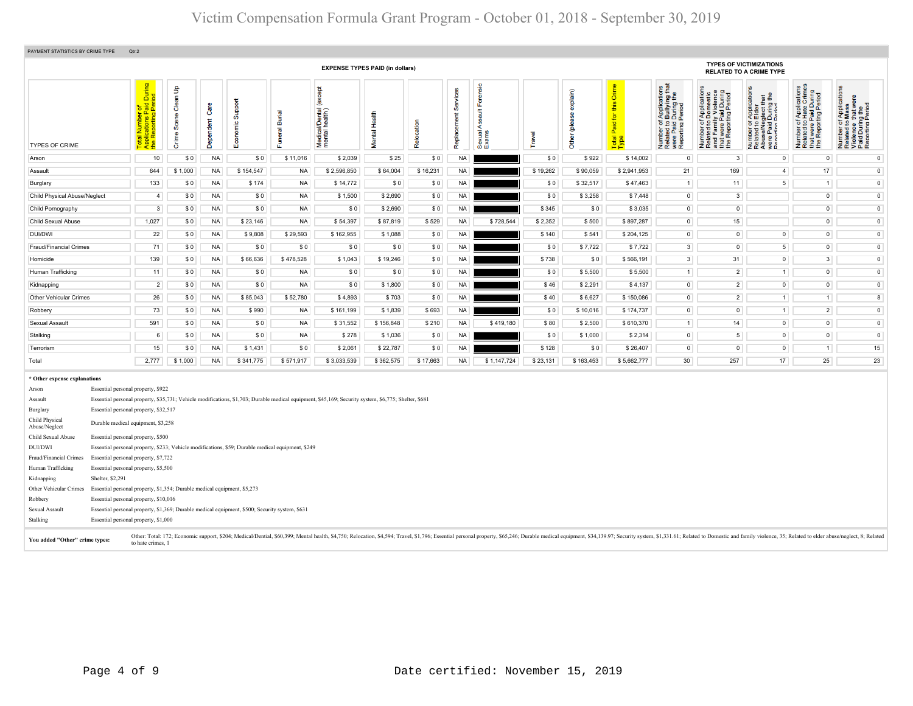# Victim Compensation Formula Grant Program - October 01, 2018 - September 30, 2019

PAYMENT STATISTICS BY CRIME TYPE Qtr:2

| | | EXPENSE TYPES PAID (in dollars) | | | | | | | | | | | | | TYPES OF VICTIMIZATIONS RELATED TO A CRIME TYPE | | | | |
|---|---|---|---|---|---|---|---|---|---|---|---|---|---|---|---|---|---|---|---|
| TYPES OF CRIME | Total Number of Applications Paid During the Reporting Period | Crime Scene Clean Up | Dependent Care | Economic Support | Funeral Burial | Medical/Dental (except mental health) | Mental Health | Relocation | Replacement Services | Sexual Assault Forensic Exams | Travel | Other (please explain) | Total Paid for this Crime Type | Number of Applications Related to Bullying that were Paid During the Reporting Period | Number of Applications Related to Domestic and Family Violence that were Paid During the Reporting Period | Number of Applications Related to Elder Abuse/Neglect that were Paid During the Reporting Period | Number of Applications Related to Hate Crimes that were Paid During the Reporting Period | Number of Applications Related to Mass Violence that were Paid During the Reporting Period |
| Arson | 10 | $ 0 | NA | $ 0 | $ 11,016 | $ 2,039 | $ 25 | $ 0 | NA | | $ 0 | $ 922 | $ 14,002 | 0 | 3 | 0 | 0 | 0 |
| Assault | 644 | $ 1,000 | NA | $ 154,547 | NA | $ 2,596,850 | $ 64,004 | $ 16,231 | NA | | $ 19,262 | $ 90,059 | $ 2,941,953 | 21 | 169 | 4 | 17 | 0 |
| Burglary | 133 | $ 0 | NA | $ 174 | NA | $ 14,772 | $ 0 | $ 0 | NA | | $ 0 | $ 32,517 | $ 47,463 | 1 | 11 | 5 | 1 | 0 |
| Child Physical Abuse/Neglect | 4 | $ 0 | NA | $ 0 | NA | $ 1,500 | $ 2,690 | $ 0 | NA | | $ 0 | $ 3,258 | $ 7,448 | 0 | 3 | | 0 | 0 |
| Child Pornography | 3 | $ 0 | NA | $ 0 | NA | $ 0 | $ 2,690 | $ 0 | NA | | $ 345 | $ 0 | $ 3,035 | 0 | 0 | | 0 | 0 |
| Child Sexual Abuse | 1,027 | $ 0 | NA | $ 23,146 | NA | $ 54,397 | $ 87,819 | $ 529 | NA | $ 728,544 | $ 2,352 | $ 500 | $ 897,287 | 0 | 15 | | 0 | 0 |
| DUI/DWI | 22 | $ 0 | NA | $ 9,808 | $ 29,593 | $ 162,955 | $ 1,088 | $ 0 | NA | | $ 140 | $ 541 | $ 204,125 | 0 | 0 | 0 | 0 | 0 |
| Fraud/Financial Crimes | 71 | $ 0 | NA | $ 0 | $ 0 | $ 0 | $ 0 | $ 0 | NA | | $ 0 | $ 7,722 | $ 7,722 | 3 | 0 | 5 | 0 | 0 |
| Homicide | 139 | $ 0 | NA | $ 66,636 | $ 478,528 | $ 1,043 | $ 19,246 | $ 0 | NA | | $ 738 | $ 0 | $ 566,191 | 3 | 31 | 0 | 3 | 0 |
| Human Trafficking | 11 | $ 0 | NA | $ 0 | NA | $ 0 | $ 0 | $ 0 | NA | | $ 0 | $ 5,500 | $ 5,500 | 1 | 2 | 1 | 0 | 0 |
| Kidnapping | 2 | $ 0 | NA | $ 0 | NA | $ 0 | $ 1,800 | $ 0 | NA | | $ 46 | $ 2,291 | $ 4,137 | 0 | 2 | 0 | 0 | 0 |
| Other Vehicular Crimes | 26 | $ 0 | NA | $ 85,043 | $ 52,780 | $ 4,893 | $ 703 | $ 0 | NA | | $ 40 | $ 6,627 | $ 150,086 | 0 | 2 | 1 | 1 | 8 |
| Robbery | 73 | $ 0 | NA | $ 990 | NA | $ 161,199 | $ 1,839 | $ 693 | NA | | $ 0 | $ 10,016 | $ 174,737 | 0 | 0 | 1 | 2 | 0 |
| Sexual Assault | 591 | $ 0 | NA | $ 0 | NA | $ 31,552 | $ 156,848 | $ 210 | NA | $ 419,180 | $ 80 | $ 2,500 | $ 610,370 | 1 | 14 | 0 | 0 | 0 |
| Stalking | 6 | $ 0 | NA | $ 0 | NA | $ 278 | $ 1,036 | $ 0 | NA | | $ 0 | $ 1,000 | $ 2,314 | 0 | 5 | 0 | 0 | 0 |
| Terrorism | 15 | $ 0 | NA | $ 1,431 | $ 0 | $ 2,061 | $ 22,787 | $ 0 | NA | | $ 128 | $ 0 | $ 26,407 | 0 | 0 | 0 | 1 | 15 |
| Total | 2,777 | $ 1,000 | NA | $ 341,775 | $ 571,917 | $ 3,033,539 | $ 362,575 | $ 17,663 | NA | $ 1,147,724 | $ 23,131 | $ 163,453 | $ 5,662,777 | 30 | 257 | 17 | 25 | 23 |

**\* Other expense explanations**

| | |
|---|---|
| Arson | Essential personal property, $922 |
| Assault | Essential personal property, $35,731; Vehicle modifications, $1,703; Durable medical equipment, $45,169; Security system, $6,775; Shelter, $681 |
| Burglary | Essential personal property, $32,517 |
| Child Physical Abuse/Neglect | Durable medical equipment, $3,258 |
| Child Sexual Abuse | Essential personal property, $500 |
| DUI/DWI | Essential personal property, $233; Vehicle modifications, $59; Durable medical equipment, $249 |
| Fraud/Financial Crimes | Essential personal property, $7,722 |
| Human Trafficking | Essential personal property, $5,500 |
| Kidnapping | Shelter, $2,291 |
| Other Vehicular Crimes | Essential personal property, $1,354; Durable medical equipment, $5,273 |
| Robbery | Essential personal property, $10,016 |
| Sexual Assault | Essential personal property, $1,369; Durable medical equipment, $500; Security system, $631 |
| Stalking | Essential personal property, $1,000 |

**You added "Other" crime types:** Other: Total: 172; Economic support, $204; Medical/Dential, $60,399; Mental health, $4,750; Relocation, $4,594; Travel, $1,796; Essential personal property, $65,246; Durable medical equipment, $34,139.97; Security system, $1,331.61; Related to Domestic and family violence, 35; Related to elder abuse/neglect, 8; Related to hate crimes, 1

Date certified: November 15, 2019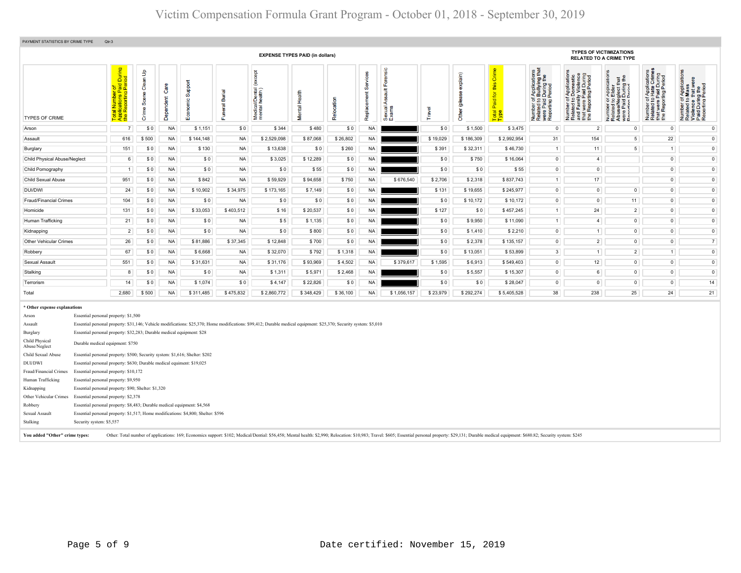# Victim Compensation Formula Grant Program - October 01, 2018 - September 30, 2019

PAYMENT STATISTICS BY CRIME TYPE Qtr:3

| | | EXPENSE TYPES PAID (in dollars) | | | | | | | | | | | | TYPES OF VICTIMIZATIONS RELATED TO A CRIME TYPE | | | | |
|---|---|---|---|---|---|---|---|---|---|---|---|---|---|---|---|---|---|---|
| TYPES OF CRIME | Total Number of Applications Paid During the Reporting Period | Crime Scene Clean Up | Dependent Care | Economic Support | Funeral Burial | Medical/Dental (except mental health) | Mental Health | Relocation | Replacement Services | Sexual Assault Forensic Exams | Travel | Other (please explain) | Total Paid for this Crime Type | Number of Applications Related to Bullying that were Paid During the Reporting Period | Number of Applications Related to Domestic and Family Violence that were Paid During the Reporting Period | Number of Applications Related to Elder Abuse/Neglect that were Paid During the Reporting Period | Number of Applications Related to Hate Crimes that were Paid During the Reporting Period | Number of Applications Related to Mass Violence that were Paid During the Reporting Period |
| Arson | 7 | $ 0 | NA | $ 1,151 | $ 0 | $ 344 | $ 480 | $ 0 | NA | | $ 0 | $ 1,500 | $ 3,475 | 0 | 2 | 0 | 0 | 0 |
| Assault | 616 | $ 500 | NA | $ 144,148 | NA | $ 2,529,098 | $ 87,068 | $ 26,802 | NA | | $ 19,029 | $ 186,309 | $ 2,992,954 | 31 | 154 | 5 | 22 | 0 |
| Burglary | 151 | $ 0 | NA | $ 130 | NA | $ 13,638 | $ 0 | $ 260 | NA | | $ 391 | $ 32,311 | $ 46,730 | 1 | 11 | 5 | 1 | 0 |
| Child Physical Abuse/Neglect | 6 | $ 0 | NA | $ 0 | NA | $ 3,025 | $ 12,289 | $ 0 | NA | | $ 0 | $ 750 | $ 16,064 | 0 | 4 | | 0 | 0 |
| Child Pornography | 1 | $ 0 | NA | $ 0 | NA | $ 0 | $ 55 | $ 0 | NA | | $ 0 | $ 0 | $ 55 | 0 | 0 | | 0 | 0 |
| Child Sexual Abuse | 951 | $ 0 | NA | $ 842 | NA | $ 59,929 | $ 94,658 | $ 750 | NA | $ 676,540 | $ 2,706 | $ 2,318 | $ 837,743 | 1 | 17 | | 0 | 0 |
| DUI/DWI | 24 | $ 0 | NA | $ 10,902 | $ 34,975 | $ 173,165 | $ 7,149 | $ 0 | NA | | $ 131 | $ 19,655 | $ 245,977 | 0 | 0 | 0 | 0 | 0 |
| Fraud/Financial Crimes | 104 | $ 0 | NA | $ 0 | NA | $ 0 | $ 0 | $ 0 | NA | | $ 0 | $ 10,172 | $ 10,172 | 0 | 0 | 11 | 0 | 0 |
| Homicide | 131 | $ 0 | NA | $ 33,053 | $ 403,512 | $ 16 | $ 20,537 | $ 0 | NA | | $ 127 | $ 0 | $ 457,245 | 1 | 24 | 2 | 0 | 0 |
| Human Trafficking | 21 | $ 0 | NA | $ 0 | NA | $ 5 | $ 1,135 | $ 0 | NA | | $ 0 | $ 9,950 | $ 11,090 | 1 | 4 | 0 | 0 | 0 |
| Kidnapping | 2 | $ 0 | NA | $ 0 | NA | $ 0 | $ 800 | $ 0 | NA | | $ 0 | $ 1,410 | $ 2,210 | 0 | 1 | 0 | 0 | 0 |
| Other Vehicular Crimes | 26 | $ 0 | NA | $ 81,886 | $ 37,345 | $ 12,848 | $ 700 | $ 0 | NA | | $ 0 | $ 2,378 | $ 135,157 | 0 | 2 | 0 | 0 | 7 |
| Robbery | 67 | $ 0 | NA | $ 6,668 | NA | $ 32,070 | $ 792 | $ 1,318 | NA | | $ 0 | $ 13,051 | $ 53,899 | 3 | 1 | 2 | 1 | 0 |
| Sexual Assault | 551 | $ 0 | NA | $ 31,631 | NA | $ 31,176 | $ 93,969 | $ 4,502 | NA | $ 379,617 | $ 1,595 | $ 6,913 | $ 549,403 | 0 | 12 | 0 | 0 | 0 |
| Stalking | 8 | $ 0 | NA | $ 0 | NA | $ 1,311 | $ 5,971 | $ 2,468 | NA | | $ 0 | $ 5,557 | $ 15,307 | 0 | 6 | 0 | 0 | 0 |
| Terrorism | 14 | $ 0 | NA | $ 1,074 | $ 0 | $ 4,147 | $ 22,826 | $ 0 | NA | | $ 0 | $ 0 | $ 28,047 | 0 | 0 | 0 | 0 | 14 |
| Total | 2,680 | $ 500 | NA | $ 311,485 | $ 475,832 | $ 2,860,772 | $ 348,429 | $ 36,100 | NA | $ 1,056,157 | $ 23,979 | $ 292,274 | $ 5,405,528 | 38 | 238 | 25 | 24 | 21 |

**\* Other expense explanations**

| | |
|---|---|
| Arson | Essential personal property: $1,500 |
| Assault | Essential personal property: $31,146; Vehicle modifications: $25,370; Home modifications: $99,412; Durable medical equipment: $25,370; Security system: $5,010 |
| Burglary | Essential personal property: $32,283; Durable medical equipment: $28 |
| Child Physical Abuse/Neglect | Durable medical equipment: $750 |
| Child Sexual Abuse | Essential personal property: $500; Security system: $1,616; Shelter: $202 |
| DUI/DWI | Essential personal property: $630; Durable medical equipment: $19,025 |
| Fraud/Financial Crimes | Essential personal property: $10,172 |
| Human Trafficking | Essential personal property: $9,950 |
| Kidnapping | Essential personal property: $90; Shelter: $1,320 |
| Other Vehicular Crimes | Essential personal property: $2,378 |
| Robbery | Essential personal property: $8,483; Durable medical equipment: $4,568 |
| Sexual Assault | Essential personal property: $1,517; Home modifications: $4,800; Shelter: $596 |
| Stalking | Security system: $5,557 |

**You added "Other" crime types:** Other: Total number of applications: 169; Economics support: $102; Medical/Dential: $56,458; Mental health: $2,990; Relocation: $10,983; Travel: $605; Essential personal property: $29,131; Durable medical equipment: $680.82; Security system: $245

Date certified: November 15, 2019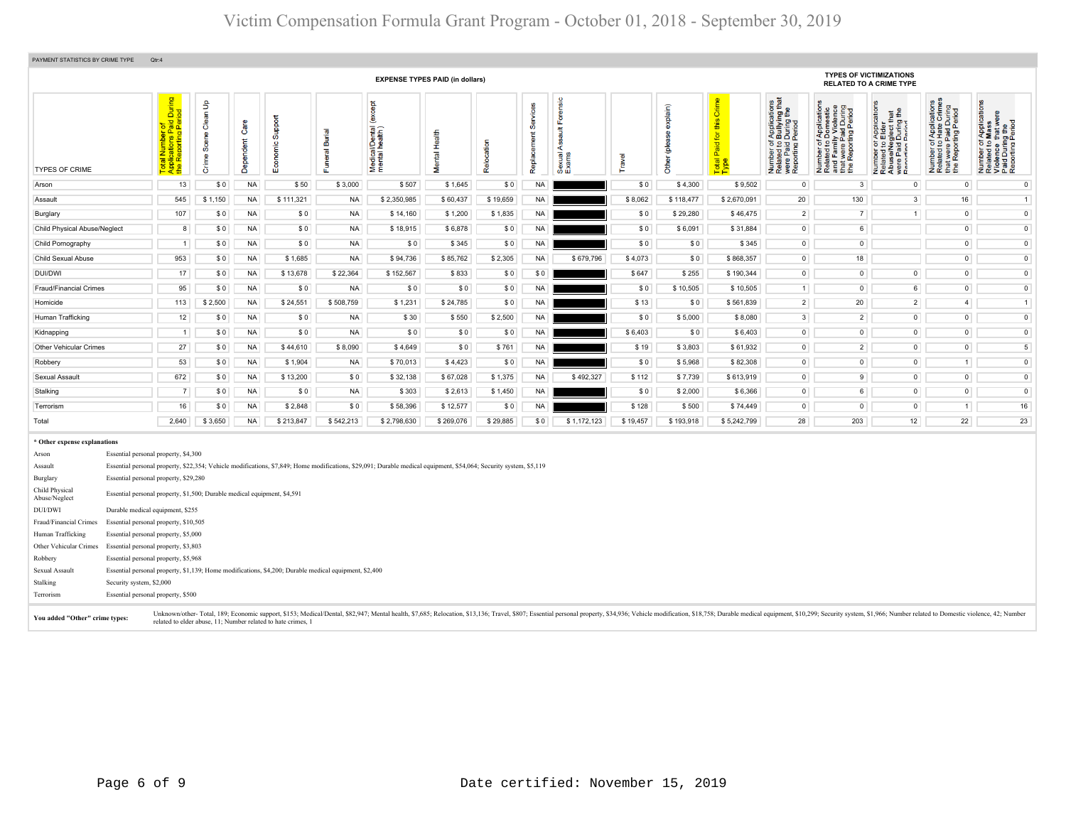# Victim Compensation Formula Grant Program - October 01, 2018 - September 30, 2019

PAYMENT STATISTICS BY CRIME TYPE Qtr:4

| TYPES OF CRIME | Total Number of Applications Paid During the Reporting Period | EXPENSE TYPES PAID (in dollars) | | | | | | | | | | | | Total Paid for this Crime Type | TYPES OF VICTIMIZATIONS RELATED TO A CRIME TYPE | | | | |
|---|---|---|---|---|---|---|---|---|---|---|---|---|---|---|---|---|---|---|---|
| | | Crime Scene Clean Up | Dependent Care | Economic Support | Funeral Burial | Medical/Dental (except mental health) | Mental Health | Relocation | Replacement Services | Sexual Assault Forensic Exams | Travel | Other (please explain) | | | Number of Applications Related to Bullying that were Paid During the Reporting Period | Number of Applications Related to Domestic and Family Violence that were Paid During the Reporting Period | Number of Applications Related to Elder Abuse/Neglect that were Paid During the Reporting Period | Number of Applications Related to Hate Crimes that were Paid During the Reporting Period | Number of Applications Related to Mass Violence that were Paid During the Reporting Period |
| Arson | 13 | $ 0 | NA | $ 50 | $ 3,000 | $ 507 | $ 1,645 | $ 0 | NA | | $ 0 | $ 4,300 | $ 9,502 | | 0 | 3 | 0 | 0 | 0 |
| Assault | 545 | $ 1,150 | NA | $ 111,321 | NA | $ 2,350,985 | $ 60,437 | $ 19,659 | NA | | $ 8,062 | $ 118,477 | $ 2,670,091 | | 20 | 130 | 3 | 16 | 1 |
| Burglary | 107 | $ 0 | NA | $ 0 | NA | $ 14,160 | $ 1,200 | $ 1,835 | NA | | $ 0 | $ 29,280 | $ 46,475 | | 2 | 7 | 1 | 0 | 0 |
| Child Physical Abuse/Neglect | 8 | $ 0 | NA | $ 0 | NA | $ 18,915 | $ 6,878 | $ 0 | NA | | $ 0 | $ 6,091 | $ 31,884 | | 0 | 6 | | 0 | 0 |
| Child Pornography | 1 | $ 0 | NA | $ 0 | NA | $ 0 | $ 345 | $ 0 | NA | | $ 0 | $ 0 | $ 345 | | 0 | 0 | | 0 | 0 |
| Child Sexual Abuse | 953 | $ 0 | NA | $ 1,685 | NA | $ 94,736 | $ 85,762 | $ 2,305 | NA | $ 679,796 | $ 4,073 | $ 0 | $ 868,357 | | 0 | 18 | | 0 | 0 |
| DUI/DWI | 17 | $ 0 | NA | $ 13,678 | $ 22,364 | $ 152,567 | $ 833 | $ 0 | $ 0 | | $ 647 | $ 255 | $ 190,344 | | 0 | 0 | 0 | 0 | 0 |
| Fraud/Financial Crimes | 95 | $ 0 | NA | $ 0 | NA | $ 0 | $ 0 | $ 0 | NA | | $ 0 | $ 10,505 | $ 10,505 | | 1 | 0 | 6 | 0 | 0 |
| Homicide | 113 | $ 2,500 | NA | $ 24,551 | $ 508,759 | $ 1,231 | $ 24,785 | $ 0 | NA | | $ 13 | $ 0 | $ 561,839 | | 2 | 20 | 2 | 4 | 1 |
| Human Trafficking | 12 | $ 0 | NA | $ 0 | NA | $ 30 | $ 550 | $ 2,500 | NA | | $ 0 | $ 5,000 | $ 8,080 | | 3 | 2 | 0 | 0 | 0 |
| Kidnapping | 1 | $ 0 | NA | $ 0 | NA | $ 0 | $ 0 | $ 0 | NA | | $ 6,403 | $ 0 | $ 6,403 | | 0 | 0 | 0 | 0 | 0 |
| Other Vehicular Crimes | 27 | $ 0 | NA | $ 44,610 | $ 8,090 | $ 4,649 | $ 0 | $ 761 | NA | | $ 19 | $ 3,803 | $ 61,932 | | 0 | 2 | 0 | 0 | 5 |
| Robbery | 53 | $ 0 | NA | $ 1,904 | NA | $ 70,013 | $ 4,423 | $ 0 | NA | | $ 0 | $ 5,968 | $ 82,308 | | 0 | 0 | 0 | 1 | 0 |
| Sexual Assault | 672 | $ 0 | NA | $ 13,200 | $ 0 | $ 32,138 | $ 67,028 | $ 1,375 | NA | $ 492,327 | $ 112 | $ 7,739 | $ 613,919 | | 0 | 9 | 0 | 0 | 0 |
| Stalking | 7 | $ 0 | NA | $ 0 | NA | $ 303 | $ 2,613 | $ 1,450 | NA | | $ 0 | $ 2,000 | $ 6,366 | | 0 | 6 | 0 | 0 | 0 |
| Terrorism | 16 | $ 0 | NA | $ 2,848 | $ 0 | $ 58,396 | $ 12,577 | $ 0 | NA | | $ 128 | $ 500 | $ 74,449 | | 0 | 0 | 0 | 1 | 16 |
| Total | 2,640 | $ 3,650 | NA | $ 213,847 | $ 542,213 | $ 2,798,630 | $ 269,076 | $ 29,885 | $ 0 | $ 1,172,123 | $ 19,457 | $ 193,918 | $ 5,242,799 | | 28 | 203 | 12 | 22 | 23 |

**\* Other expense explanations**

| | |
|---|---|
| Arson | Essential personal property, $4,300 |
| Assault | Essential personal property, $22,354; Vehicle modifications, $7,849; Home modifications, $29,091; Durable medical equipment, $54,064; Security system, $5,119 |
| Burglary | Essential personal property, $29,280 |
| Child Physical Abuse/Neglect | Essential personal property, $1,500; Durable medical equipment, $4,591 |
| DUI/DWI | Durable medical equipment, $255 |
| Fraud/Financial Crimes | Essential personal property, $10,505 |
| Human Trafficking | Essential personal property, $5,000 |
| Other Vehicular Crimes | Essential personal property, $3,803 |
| Robbery | Essential personal property, $5,968 |
| Sexual Assault | Essential personal property, $1,139; Home modifications, $4,200; Durable medical equipment, $2,400 |
| Stalking | Security system, $2,000 |
| Terrorism | Essential personal property, $500 |

**You added "Other" crime types:** Unknown/other- Total, 189; Economic support, $153; Medical/Dental, $82,947; Mental health, $7,685; Relocation, $13,136; Travel, $807; Essential personal property, $34,936; Vehicle modification, $18,758; Durable medical equipment, $10,299; Security system, $1,966; Number related to Domestic violence, 42; Number related to elder abuse, 11; Number related to hate crimes, 1

Date certified: November 15, 2019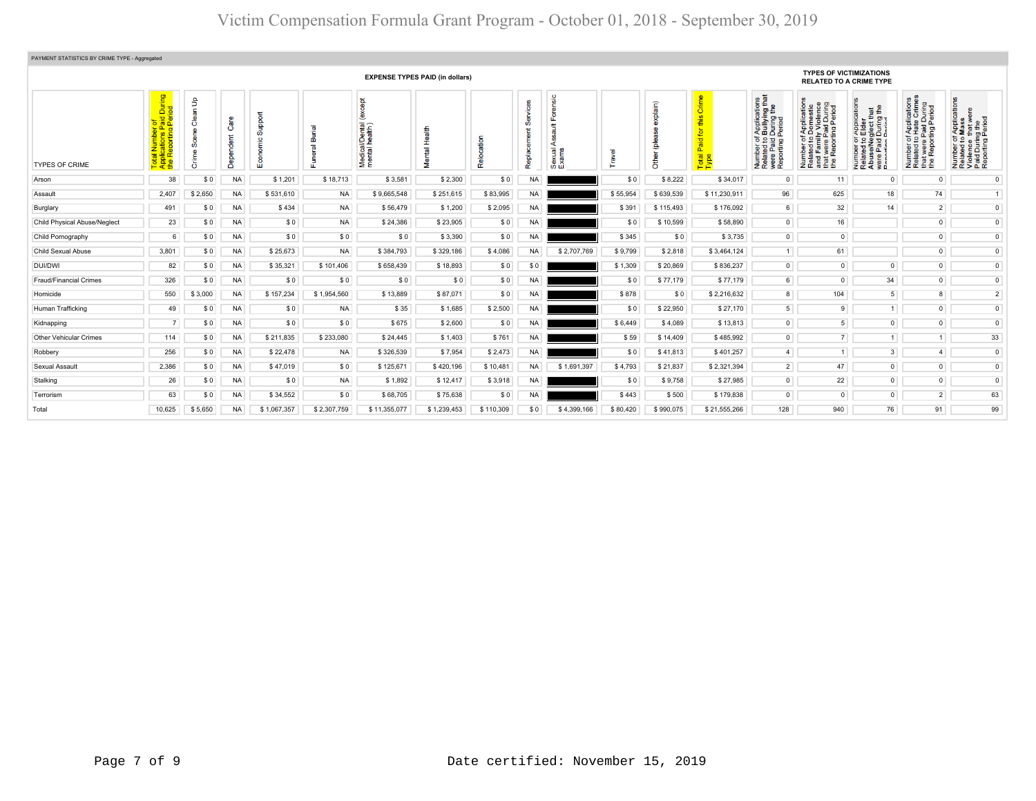PAYMENT STATISTICS BY CRIME TYPE - Aggregated

| TYPES OF CRIME | Total Number of Applications Paid During the Reporting Period | EXPENSE TYPES PAID (in dollars) Crime Scene Clean Up | Dependent Care | Economic Support | Funeral Burial | Medical/Dental (except mental health) | Mental Health | Relocation | Replacement Services | Sexual Assault Forensic Exams | Travel | Other (please explain) | Total Paid for this Crime Type | TYPES OF VICTIMIZATIONS RELATED TO A CRIME TYPE Number of Applications Related to Bullying that were Paid During the Reporting Period | Number of Applications Related to Domestic and Family Violence that were Paid During the Reporting Period | Number of Applications Related to Elder Abuse/Neglect that were Paid During the Reporting Period | Number of Applications Related to Hate Crimes that were Paid During the Reporting Period | Number of Applications Related to Mass Violence that were Paid During the Reporting Period |
|---|---|---|---|---|---|---|---|---|---|---|---|---|---|---|---|---|---|---|
| Arson | 38 | $ 0 | NA | $ 1,201 | $ 18,713 | $ 3,581 | $ 2,300 | $ 0 | NA | | $ 0 | $ 8,222 | $ 34,017 | 0 | 11 | 0 | 0 | 0 |
| Assault | 2,407 | $ 2,650 | NA | $ 531,610 | NA | $ 9,665,548 | $ 251,615 | $ 83,995 | NA | | $ 55,954 | $ 639,539 | $ 11,230,911 | 96 | 625 | 18 | 74 | 1 |
| Burglary | 491 | $ 0 | NA | $ 434 | NA | $ 56,479 | $ 1,200 | $ 2,095 | NA | | $ 391 | $ 115,493 | $ 176,092 | 6 | 32 | 14 | 2 | 0 |
| Child Physical Abuse/Neglect | 23 | $ 0 | NA | $ 0 | NA | $ 24,386 | $ 23,905 | $ 0 | NA | | $ 0 | $ 10,599 | $ 58,890 | 0 | 16 | | 0 | 0 |
| Child Pornography | 6 | $ 0 | NA | $ 0 | $ 0 | $ 0 | $ 3,390 | $ 0 | NA | | $ 345 | $ 0 | $ 3,735 | 0 | 0 | | 0 | 0 |
| Child Sexual Abuse | 3,801 | $ 0 | NA | $ 25,673 | NA | $ 384,793 | $ 329,186 | $ 4,086 | NA | $ 2,707,769 | $ 9,799 | $ 2,818 | $ 3,464,124 | 1 | 61 | | 0 | 0 |
| DUI/DWI | 82 | $ 0 | NA | $ 35,321 | $ 101,406 | $ 658,439 | $ 18,893 | $ 0 | $ 0 | | $ 1,309 | $ 20,869 | $ 836,237 | 0 | 0 | 0 | 0 | 0 |
| Fraud/Financial Crimes | 326 | $ 0 | NA | $ 0 | $ 0 | $ 0 | $ 0 | $ 0 | NA | | $ 0 | $ 77,179 | $ 77,179 | 6 | 0 | 34 | 0 | 0 |
| Homicide | 550 | $ 3,000 | NA | $ 157,234 | $ 1,954,560 | $ 13,889 | $ 87,071 | $ 0 | NA | | $ 878 | $ 0 | $ 2,216,632 | 8 | 104 | 5 | 8 | 2 |
| Human Trafficking | 49 | $ 0 | NA | $ 0 | $ 0 | $ 35 | $ 1,685 | $ 2,500 | NA | | $ 0 | $ 22,950 | $ 27,170 | 5 | 9 | 1 | 0 | 0 |
| Kidnapping | 7 | $ 0 | NA | $ 0 | $ 0 | $ 675 | $ 2,600 | $ 0 | NA | | $ 6,449 | $ 4,089 | $ 13,813 | 0 | 5 | 0 | 0 | 0 |
| Other Vehicular Crimes | 114 | $ 0 | NA | $ 211,835 | $ 233,080 | $ 24,445 | $ 1,403 | $ 761 | NA | | $ 59 | $ 14,409 | $ 485,992 | 0 | 7 | 1 | 1 | 33 |
| Robbery | 256 | $ 0 | NA | $ 22,478 | NA | $ 326,539 | $ 7,954 | $ 2,473 | NA | | $ 0 | $ 41,813 | $ 401,257 | 4 | 1 | 3 | 4 | 0 |
| Sexual Assault | 2,386 | $ 0 | NA | $ 47,019 | $ 0 | $ 125,671 | $ 420,196 | $ 10,481 | NA | $ 1,691,397 | $ 4,793 | $ 21,837 | $ 2,321,394 | 2 | 47 | 0 | 0 | 0 |
| Stalking | 26 | $ 0 | NA | $ 0 | NA | $ 1,892 | $ 12,417 | $ 3,918 | NA | | $ 0 | $ 9,758 | $ 27,985 | 0 | 22 | 0 | 0 | 0 |
| Terrorism | 63 | $ 0 | NA | $ 34,552 | $ 0 | $ 68,705 | $ 75,638 | $ 0 | NA | | $ 443 | $ 500 | $ 179,838 | 0 | 0 | 0 | 2 | 63 |
| Total | 10,625 | $ 5,650 | NA | $ 1,067,357 | $ 2,307,759 | $ 11,355,077 | $ 1,239,453 | $ 110,309 | $ 0 | $ 4,399,166 | $ 80,420 | $ 990,075 | $ 21,555,266 | 128 | 940 | 76 | 91 | 99 |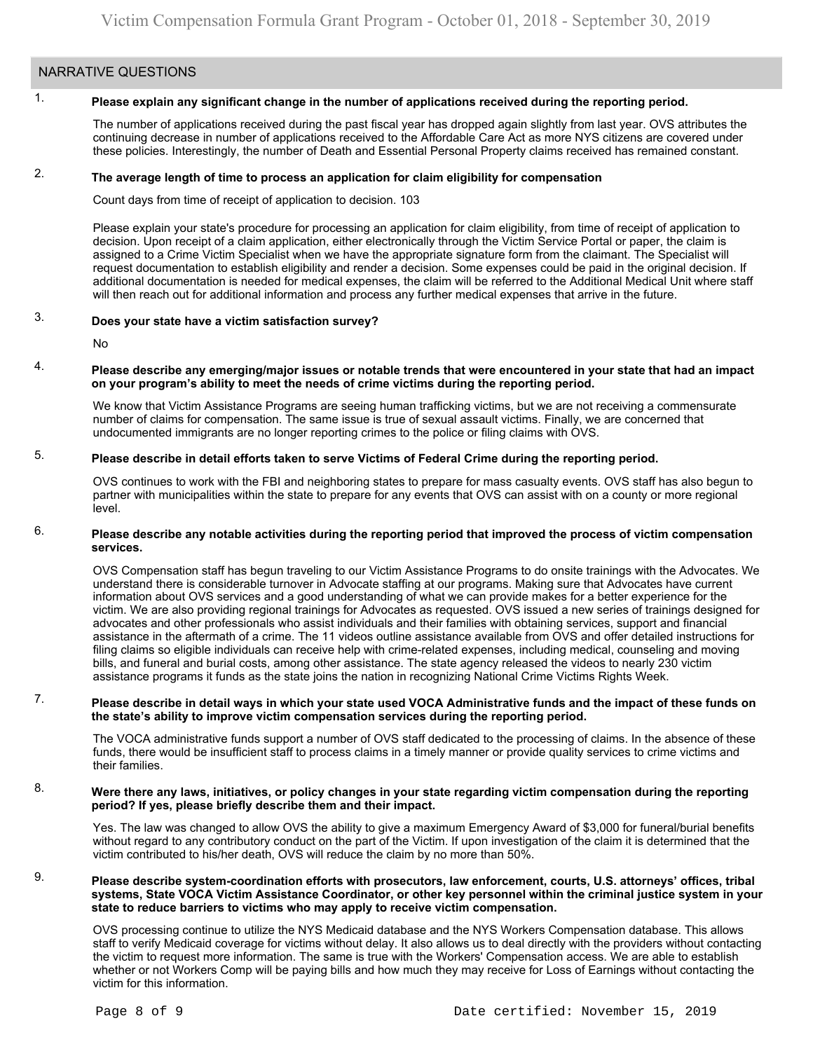## NARRATIVE QUESTIONS

1. **Please explain any significant change in the number of applications received during the reporting period.**

   The number of applications received during the past fiscal year has dropped again slightly from last year. OVS attributes the continuing decrease in number of applications received to the Affordable Care Act as more NYS citizens are covered under these policies. Interestingly, the number of Death and Essential Personal Property claims received has remained constant.

2. **The average length of time to process an application for claim eligibility for compensation**

   Count days from time of receipt of application to decision. 103

   Please explain your state's procedure for processing an application for claim eligibility, from time of receipt of application to decision. Upon receipt of a claim application, either electronically through the Victim Service Portal or paper, the claim is assigned to a Crime Victim Specialist when we have the appropriate signature form from the claimant. The Specialist will request documentation to establish eligibility and render a decision. Some expenses could be paid in the original decision. If additional documentation is needed for medical expenses, the claim will be referred to the Additional Medical Unit where staff will then reach out for additional information and process any further medical expenses that arrive in the future.

3. **Does your state have a victim satisfaction survey?**

   No

4. **Please describe any emerging/major issues or notable trends that were encountered in your state that had an impact on your program's ability to meet the needs of crime victims during the reporting period.**

   We know that Victim Assistance Programs are seeing human trafficking victims, but we are not receiving a commensurate number of claims for compensation. The same issue is true of sexual assault victims. Finally, we are concerned that undocumented immigrants are no longer reporting crimes to the police or filing claims with OVS.

5. **Please describe in detail efforts taken to serve Victims of Federal Crime during the reporting period.**

   OVS continues to work with the FBI and neighboring states to prepare for mass casualty events. OVS staff has also begun to partner with municipalities within the state to prepare for any events that OVS can assist with on a county or more regional level.

6. **Please describe any notable activities during the reporting period that improved the process of victim compensation services.**

   OVS Compensation staff has begun traveling to our Victim Assistance Programs to do onsite trainings with the Advocates. We understand there is considerable turnover in Advocate staffing at our programs. Making sure that Advocates have current information about OVS services and a good understanding of what we can provide makes for a better experience for the victim. We are also providing regional trainings for Advocates as requested. OVS issued a new series of trainings designed for advocates and other professionals who assist individuals and their families with obtaining services, support and financial assistance in the aftermath of a crime. The 11 videos outline assistance available from OVS and offer detailed instructions for filing claims so eligible individuals can receive help with crime-related expenses, including medical, counseling and moving bills, and funeral and burial costs, among other assistance. The state agency released the videos to nearly 230 victim assistance programs it funds as the state joins the nation in recognizing National Crime Victims Rights Week.

7. **Please describe in detail ways in which your state used VOCA Administrative funds and the impact of these funds on the state's ability to improve victim compensation services during the reporting period.**

   The VOCA administrative funds support a number of OVS staff dedicated to the processing of claims. In the absence of these funds, there would be insufficient staff to process claims in a timely manner or provide quality services to crime victims and their families.

8. **Were there any laws, initiatives, or policy changes in your state regarding victim compensation during the reporting period? If yes, please briefly describe them and their impact.**

   Yes. The law was changed to allow OVS the ability to give a maximum Emergency Award of $3,000 for funeral/burial benefits without regard to any contributory conduct on the part of the Victim. If upon investigation of the claim it is determined that the victim contributed to his/her death, OVS will reduce the claim by no more than 50%.

9. **Please describe system-coordination efforts with prosecutors, law enforcement, courts, U.S. attorneys' offices, tribal systems, State VOCA Victim Assistance Coordinator, or other key personnel within the criminal justice system in your state to reduce barriers to victims who may apply to receive victim compensation.**

   OVS processing continue to utilize the NYS Medicaid database and the NYS Workers Compensation database. This allows staff to verify Medicaid coverage for victims without delay. It also allows us to deal directly with the providers without contacting the victim to request more information. The same is true with the Workers' Compensation access. We are able to establish whether or not Workers Comp will be paying bills and how much they may receive for Loss of Earnings without contacting the victim for this information.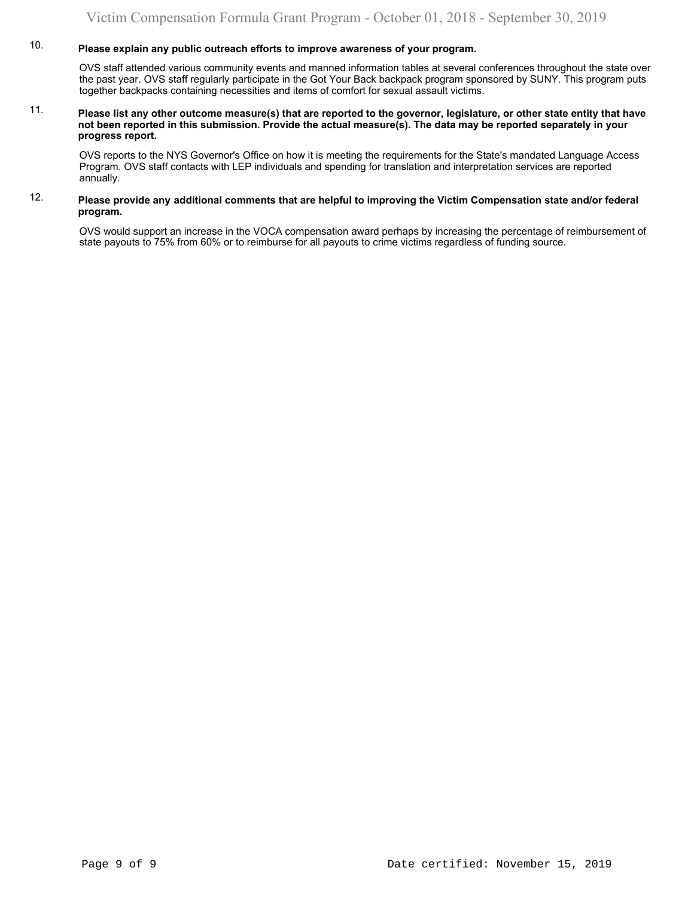10. **Please explain any public outreach efforts to improve awareness of your program.**

    OVS staff attended various community events and manned information tables at several conferences throughout the state over the past year. OVS staff regularly participate in the Got Your Back backpack program sponsored by SUNY. This program puts together backpacks containing necessities and items of comfort for sexual assault victims.

11. **Please list any other outcome measure(s) that are reported to the governor, legislature, or other state entity that have not been reported in this submission. Provide the actual measure(s). The data may be reported separately in your progress report.**

    OVS reports to the NYS Governor's Office on how it is meeting the requirements for the State's mandated Language Access Program. OVS staff contacts with LEP individuals and spending for translation and interpretation services are reported annually.

12. **Please provide any additional comments that are helpful to improving the Victim Compensation state and/or federal program.**

    OVS would support an increase in the VOCA compensation award perhaps by increasing the percentage of reimbursement of state payouts to 75% from 60% or to reimburse for all payouts to crime victims regardless of funding source.

Date certified: November 15, 2019